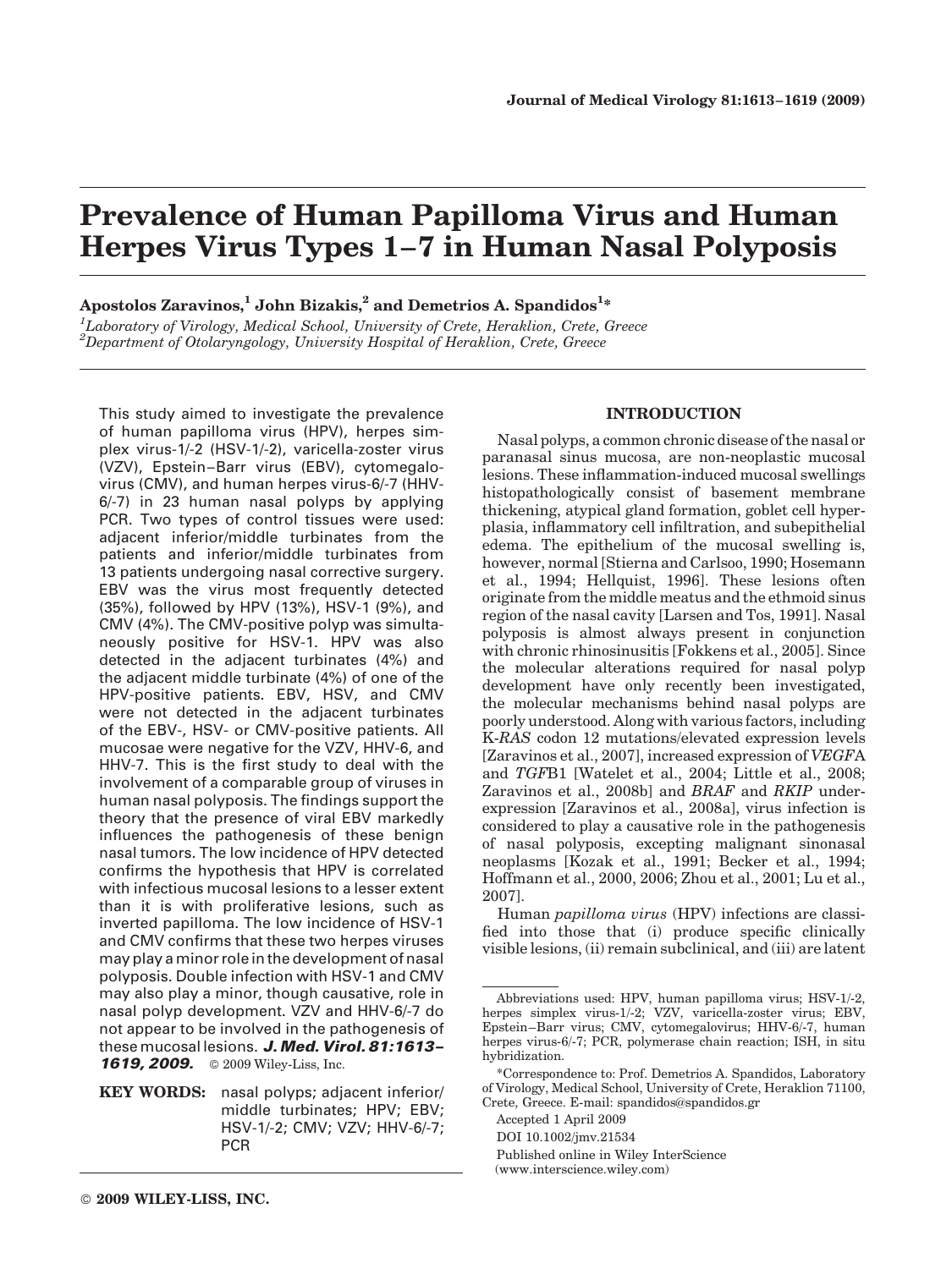# Prevalence of Human Papilloma Virus and Human Herpes Virus Types 1–7 in Human Nasal Polyposis

**Apostolos Zaravinos,[1] John Bizakis,[2] and Demetrios A. Spandidos[1]***

[1] *Laboratory of Virology, Medical School, University of Crete, Heraklion, Crete, Greece*
[2] *Department of Otolaryngology, University Hospital of Heraklion, Crete, Greece*

This study aimed to investigate the prevalence of human papilloma virus (HPV), herpes simplex virus-1/-2 (HSV-1/-2), varicella-zoster virus (VZV), Epstein–Barr virus (EBV), cytomegalovirus (CMV), and human herpes virus-6/-7 (HHV-6/-7) in 23 human nasal polyps by applying PCR. Two types of control tissues were used: adjacent inferior/middle turbinates from the patients and inferior/middle turbinates from 13 patients undergoing nasal corrective surgery. EBV was the virus most frequently detected (35%), followed by HPV (13%), HSV-1 (9%), and CMV (4%). The CMV-positive polyp was simultaneously positive for HSV-1. HPV was also detected in the adjacent turbinates (4%) and the adjacent middle turbinate (4%) of one of the HPV-positive patients. EBV, HSV, and CMV were not detected in the adjacent turbinates of the EBV-, HSV- or CMV-positive patients. All mucosae were negative for the VZV, HHV-6, and HHV-7. This is the first study to deal with the involvement of a comparable group of viruses in human nasal polyposis. The findings support the theory that the presence of viral EBV markedly influences the pathogenesis of these benign nasal tumors. The low incidence of HPV detected confirms the hypothesis that HPV is correlated with infectious mucosal lesions to a lesser extent than it is with proliferative lesions, such as inverted papilloma. The low incidence of HSV-1 and CMV confirms that these two herpes viruses may play a minor role in the development of nasal polyposis. Double infection with HSV-1 and CMV may also play a minor, though causative, role in nasal polyp development. VZV and HHV-6/-7 do not appear to be involved in the pathogenesis of these mucosal lesions. ***J. Med. Virol. 81:1613–1619, 2009.*** © 2009 Wiley-Liss, Inc.

**KEY WORDS:** nasal polyps; adjacent inferior/middle turbinates; HPV; EBV; HSV-1/-2; CMV; VZV; HHV-6/-7; PCR

## INTRODUCTION

Nasal polyps, a common chronic disease of the nasal or paranasal sinus mucosa, are non-neoplastic mucosal lesions. These inflammation-induced mucosal swellings histopathologically consist of basement membrane thickening, atypical gland formation, goblet cell hyperplasia, inflammatory cell infiltration, and subepithelial edema. The epithelium of the mucosal swelling is, however, normal [Stierna and Carlsoo, 1990; Hosemann et al., 1994; Hellquist, 1996]. These lesions often originate from the middle meatus and the ethmoid sinus region of the nasal cavity [Larsen and Tos, 1991]. Nasal polyposis is almost always present in conjunction with chronic rhinosinusitis [Fokkens et al., 2005]. Since the molecular alterations required for nasal polyp development have only recently been investigated, the molecular mechanisms behind nasal polyps are poorly understood. Along with various factors, including K-*RAS* codon 12 mutations/elevated expression levels [Zaravinos et al., 2007], increased expression of *VEGF*A and *TGF*B1 [Watelet et al., 2004; Little et al., 2008; Zaravinos et al., 2008b] and *BRAF* and *RKIP* underexpression [Zaravinos et al., 2008a], virus infection is considered to play a causative role in the pathogenesis of nasal polyposis, excepting malignant sinonasal neoplasms [Kozak et al., 1991; Becker et al., 1994; Hoffmann et al., 2000, 2006; Zhou et al., 2001; Lu et al., 2007].

Human *papilloma virus* (HPV) infections are classified into those that (i) produce specific clinically visible lesions, (ii) remain subclinical, and (iii) are latent

---

Abbreviations used: HPV, human papilloma virus; HSV-1/-2, herpes simplex virus-1/-2; VZV, varicella-zoster virus; EBV, Epstein–Barr virus; CMV, cytomegalovirus; HHV-6/-7, human herpes virus-6/-7; PCR, polymerase chain reaction; ISH, in situ hybridization.

*Correspondence to: Prof. Demetrios A. Spandidos, Laboratory of Virology, Medical School, University of Crete, Heraklion 71100, Crete, Greece. E-mail: spandidos@spandidos.gr

Accepted 1 April 2009

DOI 10.1002/jmv.21534

Published online in Wiley InterScience (www.interscience.wiley.com)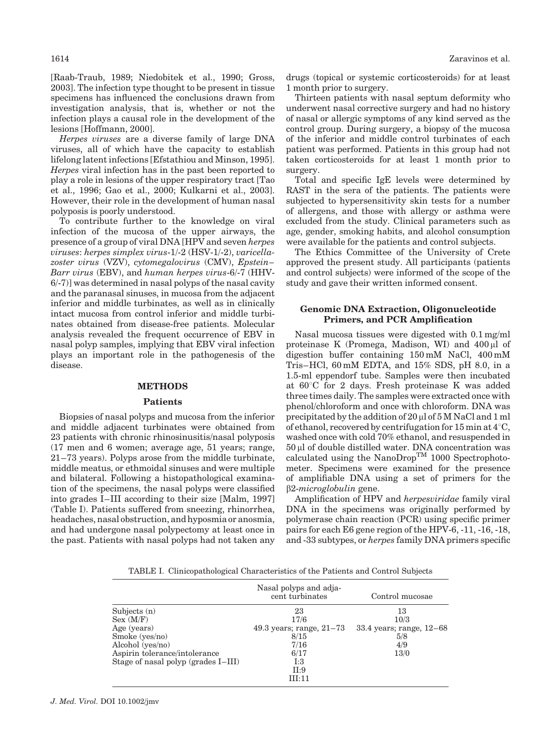[Raab-Traub, 1989; Niedobitek et al., 1990; Gross, 2003]. The infection type thought to be present in tissue specimens has influenced the conclusions drawn from investigation analysis, that is, whether or not the infection plays a causal role in the development of the lesions [Hoffmann, 2000].

*Herpes viruses* are a diverse family of large DNA viruses, all of which have the capacity to establish lifelong latent infections [Efstathiou and Minson, 1995]. *Herpes* viral infection has in the past been reported to play a role in lesions of the upper respiratory tract [Tao et al., 1996; Gao et al., 2000; Kulkarni et al., 2003]. However, their role in the development of human nasal polyposis is poorly understood.

To contribute further to the knowledge on viral infection of the mucosa of the upper airways, the presence of a group of viral DNA [HPV and seven *herpes viruses*: *herpes simplex virus*-1/-2 (HSV-1/-2), *varicella-zoster virus* (VZV), *cytomegalovirus* (CMV), *Epstein–Barr virus* (EBV), and *human herpes virus*-6/-7 (HHV-6/-7)] was determined in nasal polyps of the nasal cavity and the paranasal sinuses, in mucosa from the adjacent inferior and middle turbinates, as well as in clinically intact mucosa from control inferior and middle turbinates obtained from disease-free patients. Molecular analysis revealed the frequent occurrence of EBV in nasal polyp samples, implying that EBV viral infection plays an important role in the pathogenesis of the disease.

## METHODS

### Patients

Biopsies of nasal polyps and mucosa from the inferior and middle adjacent turbinates were obtained from 23 patients with chronic rhinosinusitis/nasal polyposis (17 men and 6 women; average age, 51 years; range, 21–73 years). Polyps arose from the middle turbinate, middle meatus, or ethmoidal sinuses and were multiple and bilateral. Following a histopathological examination of the specimens, the nasal polyps were classified into grades I–III according to their size [Malm, 1997] (Table I). Patients suffered from sneezing, rhinorrhea, headaches, nasal obstruction, and hyposmia or anosmia, and had undergone nasal polypectomy at least once in the past. Patients with nasal polyps had not taken any drugs (topical or systemic corticosteroids) for at least 1 month prior to surgery.

Thirteen patients with nasal septum deformity who underwent nasal corrective surgery and had no history of nasal or allergic symptoms of any kind served as the control group. During surgery, a biopsy of the mucosa of the inferior and middle control turbinates of each patient was performed. Patients in this group had not taken corticosteroids for at least 1 month prior to surgery.

Total and specific IgE levels were determined by RAST in the sera of the patients. The patients were subjected to hypersensitivity skin tests for a number of allergens, and those with allergy or asthma were excluded from the study. Clinical parameters such as age, gender, smoking habits, and alcohol consumption were available for the patients and control subjects.

The Ethics Committee of the University of Crete approved the present study. All participants (patients and control subjects) were informed of the scope of the study and gave their written informed consent.

### Genomic DNA Extraction, Oligonucleotide Primers, and PCR Amplification

Nasal mucosa tissues were digested with 0.1 mg/ml proteinase K (Promega, Madison, WI) and 400 µl of digestion buffer containing 150 mM NaCl, 400 mM Tris–HCl, 60 mM EDTA, and 15% SDS, pH 8.0, in a 1.5-ml eppendorf tube. Samples were then incubated at 60°C for 2 days. Fresh proteinase K was added three times daily. The samples were extracted once with phenol/chloroform and once with chloroform. DNA was precipitated by the addition of 20 µl of 5 M NaCl and 1 ml of ethanol, recovered by centrifugation for 15 min at 4°C, washed once with cold 70% ethanol, and resuspended in 50 µl of double distilled water. DNA concentration was calculated using the NanoDrop™ 1000 Spectrophotometer. Specimens were examined for the presence of amplifiable DNA using a set of primers for the β2-*microglobulin* gene.

Amplification of HPV and *herpesviridae* family viral DNA in the specimens was originally performed by polymerase chain reaction (PCR) using specific primer pairs for each E6 gene region of the HPV-6, -11, -16, -18, and -33 subtypes, or *herpes* family DNA primers specific

TABLE I. Clinicopathological Characteristics of the Patients and Control Subjects

| | Nasal polyps and adjacent turbinates | Control mucosae |
|---|---|---|
| Subjects (n) | 23 | 13 |
| Sex (M/F) | 17/6 | 10/3 |
| Age (years) | 49.3 years; range, 21–73 | 33.4 years; range, 12–68 |
| Smoke (yes/no) | 8/15 | 5/8 |
| Alcohol (yes/no) | 7/16 | 4/9 |
| Aspirin tolerance/intolerance | 6/17 | 13/0 |
| Stage of nasal polyp (grades I–III) | I:3<br>II:9<br>III:11 | |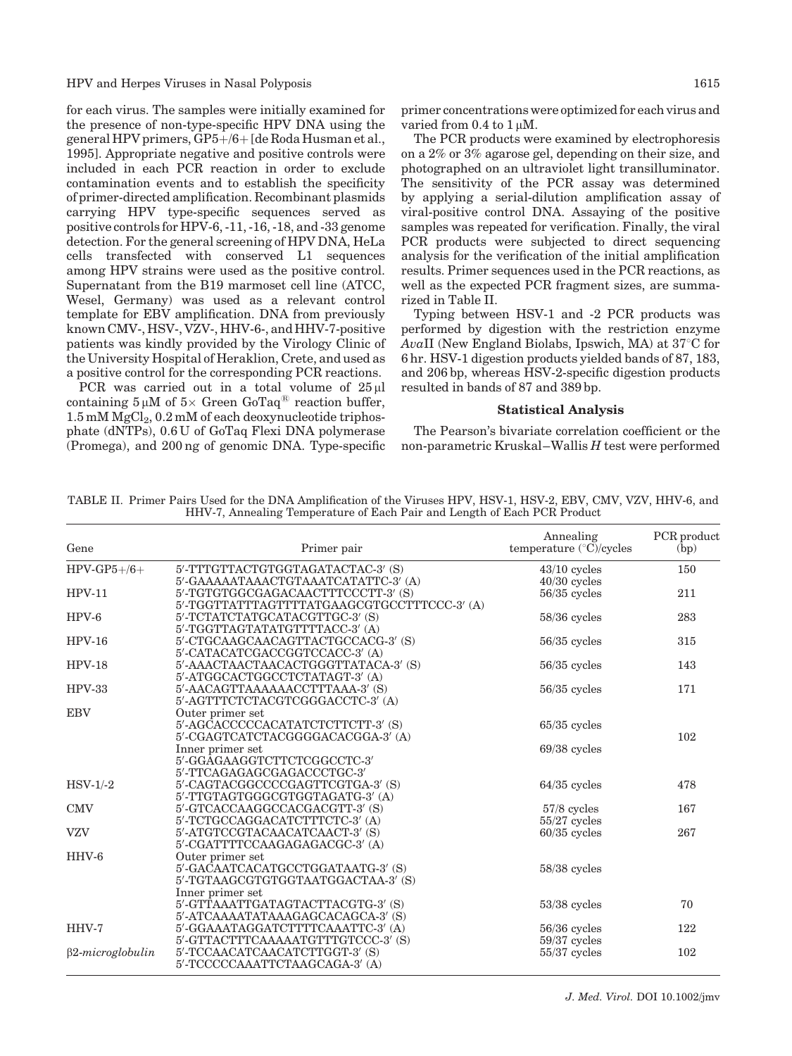for each virus. The samples were initially examined for the presence of non-type-specific HPV DNA using the general HPV primers, GP5+/6+ [de Roda Husman et al., 1995]. Appropriate negative and positive controls were included in each PCR reaction in order to exclude contamination events and to establish the specificity of primer-directed amplification. Recombinant plasmids carrying HPV type-specific sequences served as positive controls for HPV-6, -11, -16, -18, and -33 genome detection. For the general screening of HPV DNA, HeLa cells transfected with conserved L1 sequences among HPV strains were used as the positive control. Supernatant from the B19 marmoset cell line (ATCC, Wesel, Germany) was used as a relevant control template for EBV amplification. DNA from previously known CMV-, HSV-, VZV-, HHV-6-, and HHV-7-positive patients was kindly provided by the Virology Clinic of the University Hospital of Heraklion, Crete, and used as a positive control for the corresponding PCR reactions.

PCR was carried out in a total volume of 25 μl containing 5 μM of 5× Green GoTaq® reaction buffer, 1.5 mM $MgCl_2$, 0.2 mM of each deoxynucleotide triphosphate (dNTPs), 0.6 U of GoTaq Flexi DNA polymerase (Promega), and 200 ng of genomic DNA. Type-specific primer concentrations were optimized for each virus and varied from 0.4 to 1 μM.

The PCR products were examined by electrophoresis on a 2% or 3% agarose gel, depending on their size, and photographed on an ultraviolet light transilluminator. The sensitivity of the PCR assay was determined by applying a serial-dilution amplification assay of viral-positive control DNA. Assaying of the positive samples was repeated for verification. Finally, the viral PCR products were subjected to direct sequencing analysis for the verification of the initial amplification results. Primer sequences used in the PCR reactions, as well as the expected PCR fragment sizes, are summarized in Table II.

Typing between HSV-1 and -2 PCR products was performed by digestion with the restriction enzyme *Ava*II (New England Biolabs, Ipswich, MA) at 37°C for 6 hr. HSV-1 digestion products yielded bands of 87, 183, and 206 bp, whereas HSV-2-specific digestion products resulted in bands of 87 and 389 bp.

### Statistical Analysis

The Pearson's bivariate correlation coefficient or the non-parametric Kruskal–Wallis *H* test were performed

TABLE II. Primer Pairs Used for the DNA Amplification of the Viruses HPV, HSV-1, HSV-2, EBV, CMV, VZV, HHV-6, and HHV-7, Annealing Temperature of Each Pair and Length of Each PCR Product

| Gene | Primer pair | Annealing temperature (°C)/cycles | PCR product (bp) |
|---|---|---|---|
| HPV-GP5+/6+ | 5′-TTTGTTACTGTGGTAGATACTAC-3′ (S)<br>5′-GAAAAATAAACTGTAAATCATATTC-3′ (A) | 43/10 cycles<br>40/30 cycles | 150 |
| HPV-11 | 5′-TGTGTGGCGAGACAACTTTCCCTT-3′ (S)<br>5′-TGGTTATTTAGTTTTATGAAGCGTGCCTTTCCC-3′ (A) | 56/35 cycles | 211 |
| HPV-6 | 5′-TCTATCTATGCATACGTTGC-3′ (S)<br>5′-TGGTTAGTATATGTTTTACC-3′ (A) | 58/36 cycles | 283 |
| HPV-16 | 5′-CTGCAAGCAACAGTTACTGCCACG-3′ (S)<br>5′-CATACATCGACCGGTCCACC-3′ (A) | 56/35 cycles | 315 |
| HPV-18 | 5′-AAACTAACTAACACTGGGTTATACA-3′ (S)<br>5′-ATGGCACTGGCCTCTATAGT-3′ (A) | 56/35 cycles | 143 |
| HPV-33 | 5′-AACAGTTAAAAAACCTTTAAA-3′ (S)<br>5′-AGTTTCTCTACGTCGGGACCTC-3′ (A) | 56/35 cycles | 171 |
| EBV | Outer primer set<br>5′-AGCACCCCCACATATCTCTTCTT-3′ (S)<br>5′-CGAGTCATCTACGGGGACACGGA-3′ (A)<br>Inner primer set<br>5′-GGAGAAGGTCTTCTCGGCCTC-3′<br>5′-TTCAGAGAGCGAGACCCTGC-3′ | 65/35 cycles<br><br>69/38 cycles | 102 |
| HSV-1/-2 | 5′-CAGTACGGCCCCGAGTTCGTGA-3′ (S)<br>5′-TTGTAGTGGGCGTGGTAGATG-3′ (A) | 64/35 cycles | 478 |
| CMV | 5′-GTCACCAAGGCCACGACGTT-3′ (S)<br>5′-TCTGCCAGGACATCTTTCTC-3′ (A) | 57/8 cycles<br>55/27 cycles | 167 |
| VZV | 5′-ATGTCCGTACAACATCAACT-3′ (S)<br>5′-CGATTTTCCAAGAGAGACGC-3′ (A) | 60/35 cycles | 267 |
| HHV-6 | Outer primer set<br>5′-GACAATCACATGCCTGGATAATG-3′ (S)<br>5′-TGTAAGCGTGTGGTAATGGACTAA-3′ (S)<br>Inner primer set<br>5′-GTTAAATTGATAGTACTTACGTG-3′ (S)<br>5′-ATCAAAATATAAAGAGCACAGCA-3′ (S) | 58/38 cycles<br><br>53/38 cycles | 70 |
| HHV-7 | 5′-GGAAATAGGATCTTTTCAAATTC-3′ (A)<br>5′-GTTACTTTCAAAAATGTTTGTCCC-3′ (S) | 56/36 cycles<br>59/37 cycles | 122 |
| *β2-microglobulin* | 5′-TCCAACATCAACATCTTGGT-3′ (S)<br>5′-TCCCCCAAATTCTAAGCAGA-3′ (A) | 55/37 cycles | 102 |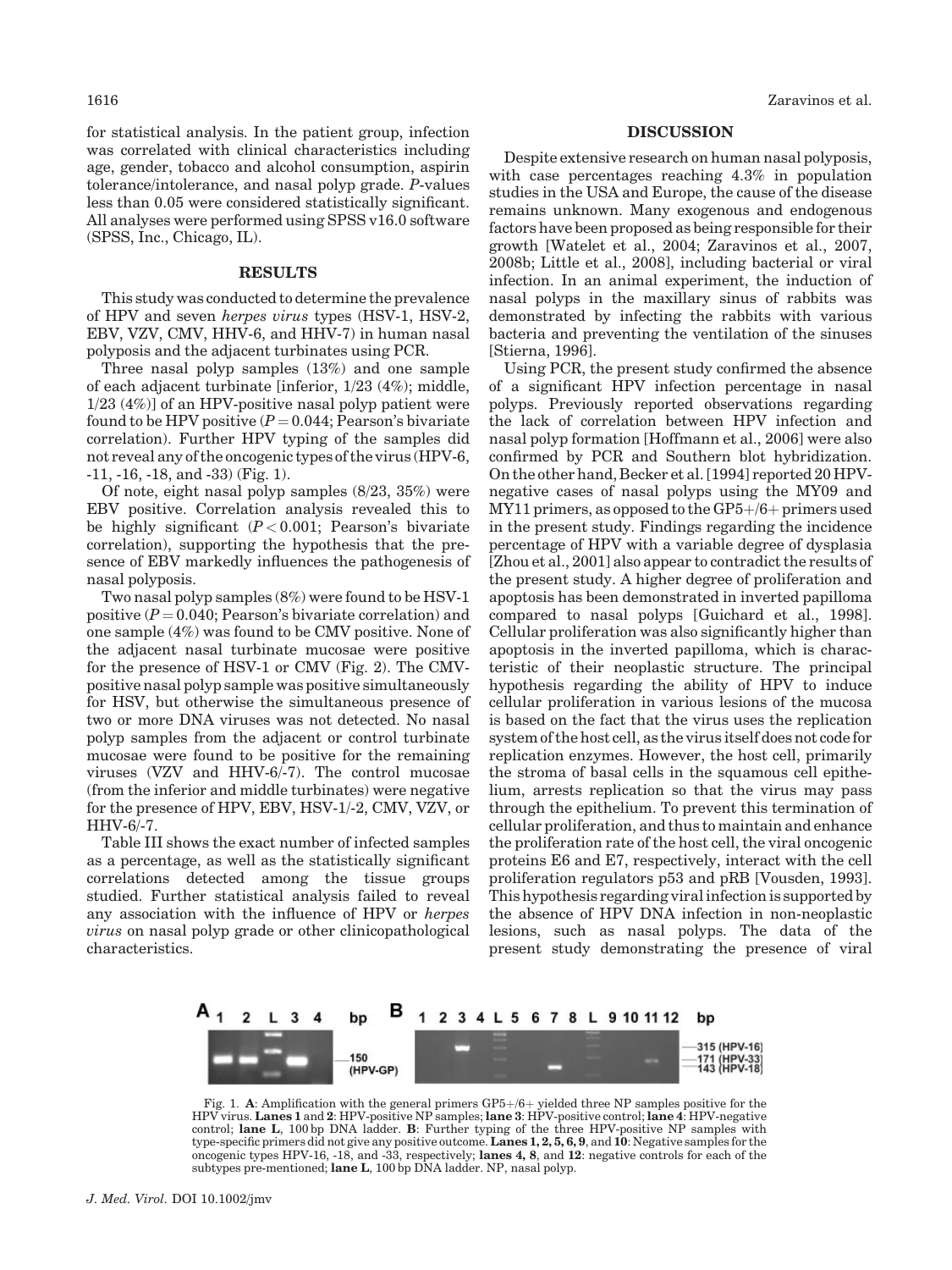for statistical analysis. In the patient group, infection was correlated with clinical characteristics including age, gender, tobacco and alcohol consumption, aspirin tolerance/intolerance, and nasal polyp grade. *P*-values less than 0.05 were considered statistically significant. All analyses were performed using SPSS v16.0 software (SPSS, Inc., Chicago, IL).

## RESULTS

This study was conducted to determine the prevalence of HPV and seven *herpes virus* types (HSV-1, HSV-2, EBV, VZV, CMV, HHV-6, and HHV-7) in human nasal polyposis and the adjacent turbinates using PCR.

Three nasal polyp samples (13%) and one sample of each adjacent turbinate [inferior, 1/23 (4%); middle, 1/23 (4%)] of an HPV-positive nasal polyp patient were found to be HPV positive ($P = 0.044$; Pearson's bivariate correlation). Further HPV typing of the samples did not reveal any of the oncogenic types of the virus (HPV-6, -11, -16, -18, and -33) (Fig. 1).

Of note, eight nasal polyp samples (8/23, 35%) were EBV positive. Correlation analysis revealed this to be highly significant ($P < 0.001$; Pearson's bivariate correlation), supporting the hypothesis that the presence of EBV markedly influences the pathogenesis of nasal polyposis.

Two nasal polyp samples (8%) were found to be HSV-1 positive ($P = 0.040$; Pearson's bivariate correlation) and one sample (4%) was found to be CMV positive. None of the adjacent nasal turbinate mucosae were positive for the presence of HSV-1 or CMV (Fig. 2). The CMV-positive nasal polyp sample was positive simultaneously for HSV, but otherwise the simultaneous presence of two or more DNA viruses was not detected. No nasal polyp samples from the adjacent or control turbinate mucosae were found to be positive for the remaining viruses (VZV and HHV-6/-7). The control mucosae (from the inferior and middle turbinates) were negative for the presence of HPV, EBV, HSV-1/-2, CMV, VZV, or HHV-6/-7.

Table III shows the exact number of infected samples as a percentage, as well as the statistically significant correlations detected among the tissue groups studied. Further statistical analysis failed to reveal any association with the influence of HPV or *herpes virus* on nasal polyp grade or other clinicopathological characteristics.

## DISCUSSION

Despite extensive research on human nasal polyposis, with case percentages reaching 4.3% in population studies in the USA and Europe, the cause of the disease remains unknown. Many exogenous and endogenous factors have been proposed as being responsible for their growth [Watelet et al., 2004; Zaravinos et al., 2007, 2008b; Little et al., 2008], including bacterial or viral infection. In an animal experiment, the induction of nasal polyps in the maxillary sinus of rabbits was demonstrated by infecting the rabbits with various bacteria and preventing the ventilation of the sinuses [Stierna, 1996].

Using PCR, the present study confirmed the absence of a significant HPV infection percentage in nasal polyps. Previously reported observations regarding the lack of correlation between HPV infection and nasal polyp formation [Hoffmann et al., 2006] were also confirmed by PCR and Southern blot hybridization. On the other hand, Becker et al. [1994] reported 20 HPV-negative cases of nasal polyps using the MY09 and MY11 primers, as opposed to the GP5+/6+ primers used in the present study. Findings regarding the incidence percentage of HPV with a variable degree of dysplasia [Zhou et al., 2001] also appear to contradict the results of the present study. A higher degree of proliferation and apoptosis has been demonstrated in inverted papilloma compared to nasal polyps [Guichard et al., 1998]. Cellular proliferation was also significantly higher than apoptosis in the inverted papilloma, which is characteristic of their neoplastic structure. The principal hypothesis regarding the ability of HPV to induce cellular proliferation in various lesions of the mucosa is based on the fact that the virus uses the replication system of the host cell, as the virus itself does not code for replication enzymes. However, the host cell, primarily the stroma of basal cells in the squamous cell epithelium, arrests replication so that the virus may pass through the epithelium. To prevent this termination of cellular proliferation, and thus to maintain and enhance the proliferation rate of the host cell, the viral oncogenic proteins E6 and E7, respectively, interact with the cell proliferation regulators p53 and pRB [Vousden, 1993]. This hypothesis regarding viral infection is supported by the absence of HPV DNA infection in non-neoplastic lesions, such as nasal polyps. The data of the present study demonstrating the presence of viral

Fig. 1. **A**: Amplification with the general primers GP5+/6+ yielded three NP samples positive for the HPV virus. **Lanes 1** and **2**: HPV-positive NP samples; **lane 3**: HPV-positive control; **lane 4**: HPV-negative control; **lane L**, 100 bp DNA ladder. **B**: Further typing of the three HPV-positive NP samples with type-specific primers did not give any positive outcome. **Lanes 1, 2, 5, 6, 9**, and **10**: Negative samples for the oncogenic types HPV-16, -18, and -33, respectively; **lanes 4, 8**, and **12**: negative controls for each of the subtypes pre-mentioned; **lane L**, 100 bp DNA ladder. NP, nasal polyp.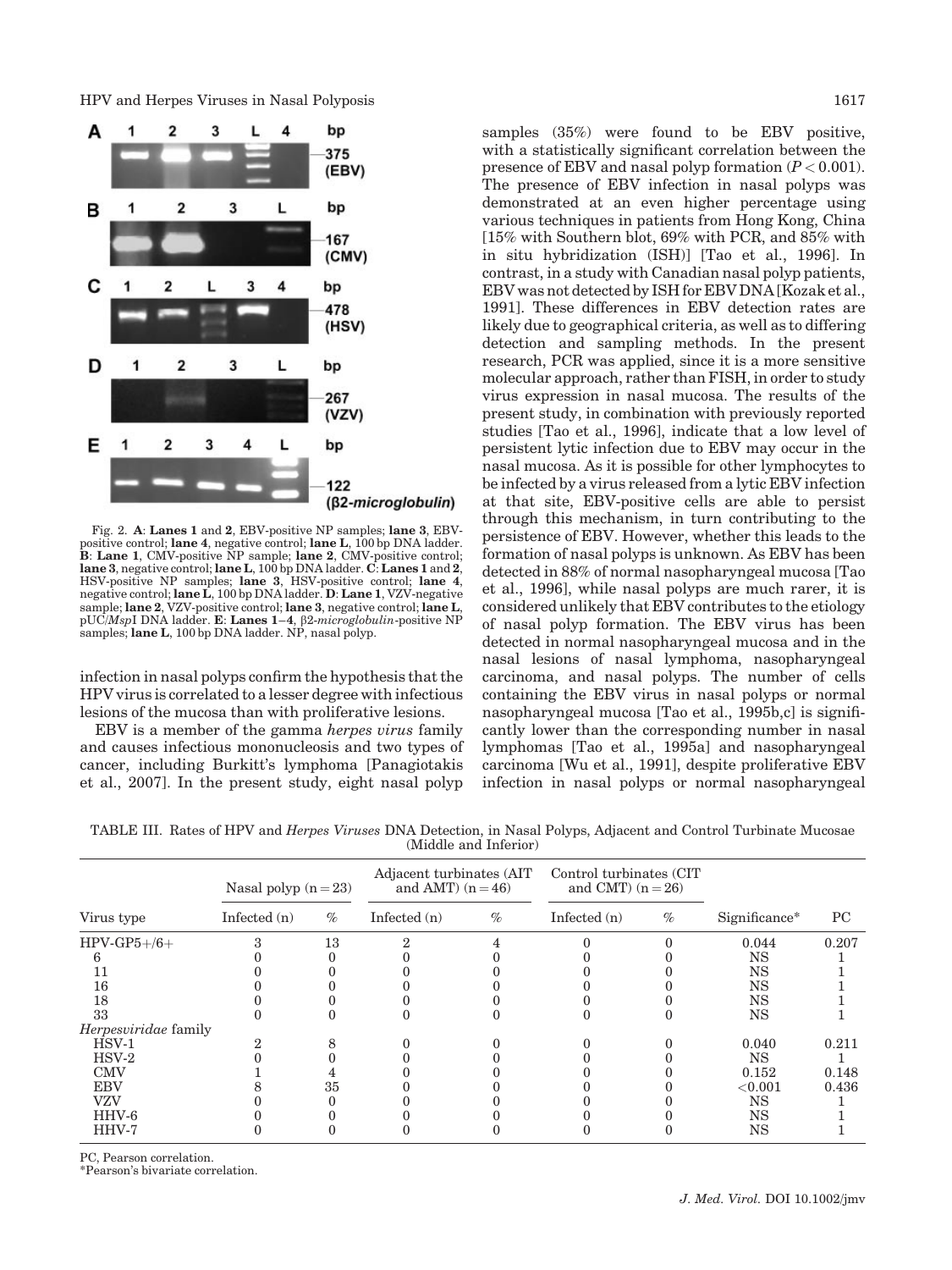Fig. 2. **A**: **Lanes 1** and **2**, EBV-positive NP samples; **lane 3**, EBV-positive control; **lane 4**, negative control; **lane L**, 100 bp DNA ladder. **B**: **Lane 1**, CMV-positive NP sample; **lane 2**, CMV-positive control; **lane 3**, negative control; **lane L**, 100 bp DNA ladder. **C**: **Lanes 1** and **2**, HSV-positive NP samples; **lane 3**, HSV-positive control; **lane 4**, negative control; **lane L**, 100 bp DNA ladder. **D**: **Lane 1**, VZV-negative sample; **lane 2**, VZV-positive control; **lane 3**, negative control; **lane L**, pUC/*Msp*I DNA ladder. **E**: **Lanes 1–4**, β2-*microglobulin*-positive NP samples; **lane L**, 100 bp DNA ladder. NP, nasal polyp.

infection in nasal polyps confirm the hypothesis that the HPV virus is correlated to a lesser degree with infectious lesions of the mucosa than with proliferative lesions.

EBV is a member of the gamma *herpes virus* family and causes infectious mononucleosis and two types of cancer, including Burkitt's lymphoma [Panagiotakis et al., 2007]. In the present study, eight nasal polyp samples (35%) were found to be EBV positive, with a statistically significant correlation between the presence of EBV and nasal polyp formation ($P < 0.001$). The presence of EBV infection in nasal polyps was demonstrated at an even higher percentage using various techniques in patients from Hong Kong, China [15% with Southern blot, 69% with PCR, and 85% with in situ hybridization (ISH)] [Tao et al., 1996]. In contrast, in a study with Canadian nasal polyp patients, EBV was not detected by ISH for EBV DNA [Kozak et al., 1991]. These differences in EBV detection rates are likely due to geographical criteria, as well as to differing detection and sampling methods. In the present research, PCR was applied, since it is a more sensitive molecular approach, rather than FISH, in order to study virus expression in nasal mucosa. The results of the present study, in combination with previously reported studies [Tao et al., 1996], indicate that a low level of persistent lytic infection due to EBV may occur in the nasal mucosa. As it is possible for other lymphocytes to be infected by a virus released from a lytic EBV infection at that site, EBV-positive cells are able to persist through this mechanism, in turn contributing to the persistence of EBV. However, whether this leads to the formation of nasal polyps is unknown. As EBV has been detected in 88% of normal nasopharyngeal mucosa [Tao et al., 1996], while nasal polyps are much rarer, it is considered unlikely that EBV contributes to the etiology of nasal polyp formation. The EBV virus has been detected in normal nasopharyngeal mucosa and in the nasal lesions of nasal lymphoma, nasopharyngeal carcinoma, and nasal polyps. The number of cells containing the EBV virus in nasal polyps or normal nasopharyngeal mucosa [Tao et al., 1995b,c] is significantly lower than the corresponding number in nasal lymphomas [Tao et al., 1995a] and nasopharyngeal carcinoma [Wu et al., 1991], despite proliferative EBV infection in nasal polyps or normal nasopharyngeal

TABLE III. Rates of HPV and *Herpes Viruses* DNA Detection, in Nasal Polyps, Adjacent and Control Turbinate Mucosae (Middle and Inferior)

| Virus type | Nasal polyp (n = 23) | | Adjacent turbinates (AIT and AMT) (n = 46) | | Control turbinates (CIT and CMT) (n = 26) | | Significance* | PC |
|---|---|---|---|---|---|---|---|---|
| | Infected (n) | % | Infected (n) | % | Infected (n) | % | | |
| HPV-GP5+/6+ | 3 | 13 | 2 | 4 | 0 | 0 | 0.044 | 0.207 |
| 6 | 0 | 0 | 0 | 0 | 0 | 0 | NS | 1 |
| 11 | 0 | 0 | 0 | 0 | 0 | 0 | NS | 1 |
| 16 | 0 | 0 | 0 | 0 | 0 | 0 | NS | 1 |
| 18 | 0 | 0 | 0 | 0 | 0 | 0 | NS | 1 |
| 33 | 0 | 0 | 0 | 0 | 0 | 0 | NS | 1 |
| *Herpesviridae* family | | | | | | | | |
| HSV-1 | 2 | 8 | 0 | 0 | 0 | 0 | 0.040 | 0.211 |
| HSV-2 | 0 | 0 | 0 | 0 | 0 | 0 | NS | 1 |
| CMV | 1 | 4 | 0 | 0 | 0 | 0 | 0.152 | 0.148 |
| EBV | 8 | 35 | 0 | 0 | 0 | 0 | <0.001 | 0.436 |
| VZV | 0 | 0 | 0 | 0 | 0 | 0 | NS | 1 |
| HHV-6 | 0 | 0 | 0 | 0 | 0 | 0 | NS | 1 |
| HHV-7 | 0 | 0 | 0 | 0 | 0 | 0 | NS | 1 |

PC, Pearson correlation.
*Pearson's bivariate correlation.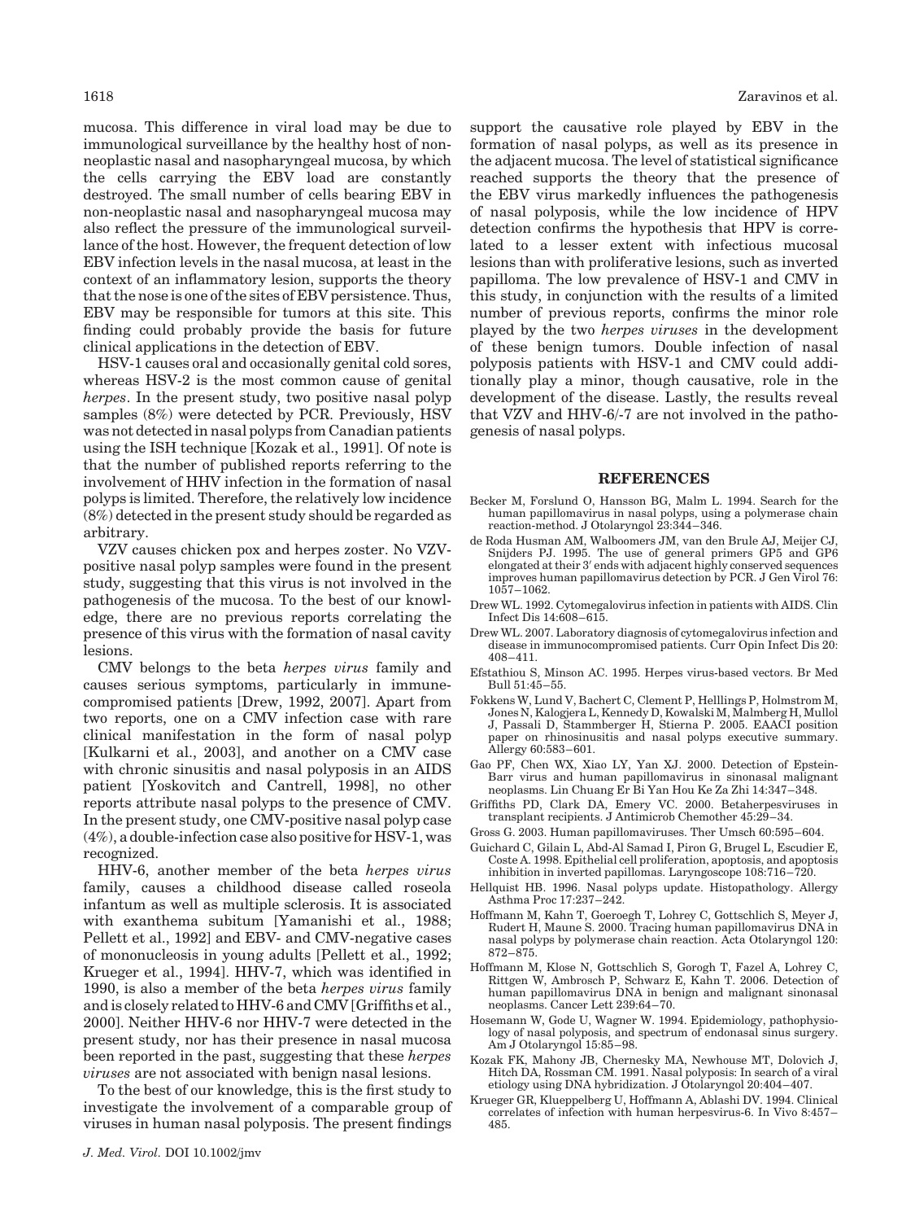mucosa. This difference in viral load may be due to immunological surveillance by the healthy host of non-neoplastic nasal and nasopharyngeal mucosa, by which the cells carrying the EBV load are constantly destroyed. The small number of cells bearing EBV in non-neoplastic nasal and nasopharyngeal mucosa may also reflect the pressure of the immunological surveillance of the host. However, the frequent detection of low EBV infection levels in the nasal mucosa, at least in the context of an inflammatory lesion, supports the theory that the nose is one of the sites of EBV persistence. Thus, EBV may be responsible for tumors at this site. This finding could probably provide the basis for future clinical applications in the detection of EBV.

HSV-1 causes oral and occasionally genital cold sores, whereas HSV-2 is the most common cause of genital *herpes*. In the present study, two positive nasal polyp samples (8%) were detected by PCR. Previously, HSV was not detected in nasal polyps from Canadian patients using the ISH technique [Kozak et al., 1991]. Of note is that the number of published reports referring to the involvement of HHV infection in the formation of nasal polyps is limited. Therefore, the relatively low incidence (8%) detected in the present study should be regarded as arbitrary.

VZV causes chicken pox and herpes zoster. No VZV-positive nasal polyp samples were found in the present study, suggesting that this virus is not involved in the pathogenesis of the mucosa. To the best of our knowledge, there are no previous reports correlating the presence of this virus with the formation of nasal cavity lesions.

CMV belongs to the beta *herpes virus* family and causes serious symptoms, particularly in immune-compromised patients [Drew, 1992, 2007]. Apart from two reports, one on a CMV infection case with rare clinical manifestation in the form of nasal polyp [Kulkarni et al., 2003], and another on a CMV case with chronic sinusitis and nasal polyposis in an AIDS patient [Yoskovitch and Cantrell, 1998], no other reports attribute nasal polyps to the presence of CMV. In the present study, one CMV-positive nasal polyp case (4%), a double-infection case also positive for HSV-1, was recognized.

HHV-6, another member of the beta *herpes virus* family, causes a childhood disease called roseola infantum as well as multiple sclerosis. It is associated with exanthema subitum [Yamanishi et al., 1988; Pellett et al., 1992] and EBV- and CMV-negative cases of mononucleosis in young adults [Pellett et al., 1992; Krueger et al., 1994]. HHV-7, which was identified in 1990, is also a member of the beta *herpes virus* family and is closely related to HHV-6 and CMV [Griffiths et al., 2000]. Neither HHV-6 nor HHV-7 were detected in the present study, nor has their presence in nasal mucosa been reported in the past, suggesting that these *herpes viruses* are not associated with benign nasal lesions.

To the best of our knowledge, this is the first study to investigate the involvement of a comparable group of viruses in human nasal polyposis. The present findings support the causative role played by EBV in the formation of nasal polyps, as well as its presence in the adjacent mucosa. The level of statistical significance reached supports the theory that the presence of the EBV virus markedly influences the pathogenesis of nasal polyposis, while the low incidence of HPV detection confirms the hypothesis that HPV is correlated to a lesser extent with infectious mucosal lesions than with proliferative lesions, such as inverted papilloma. The low prevalence of HSV-1 and CMV in this study, in conjunction with the results of a limited number of previous reports, confirms the minor role played by the two *herpes viruses* in the development of these benign tumors. Double infection of nasal polyposis patients with HSV-1 and CMV could additionally play a minor, though causative, role in the development of the disease. Lastly, the results reveal that VZV and HHV-6/-7 are not involved in the pathogenesis of nasal polyps.

## REFERENCES

Becker M, Forslund O, Hansson BG, Malm L. 1994. Search for the human papillomavirus in nasal polyps, using a polymerase chain reaction-method. J Otolaryngol 23:344–346.

de Roda Husman AM, Walboomers JM, van den Brule AJ, Meijer CJ, Snijders PJ. 1995. The use of general primers GP5 and GP6 elongated at their 3′ ends with adjacent highly conserved sequences improves human papillomavirus detection by PCR. J Gen Virol 76: 1057–1062.

Drew WL. 1992. Cytomegalovirus infection in patients with AIDS. Clin Infect Dis 14:608–615.

Drew WL. 2007. Laboratory diagnosis of cytomegalovirus infection and disease in immunocompromised patients. Curr Opin Infect Dis 20: 408–411.

Efstathiou S, Minson AC. 1995. Herpes virus-based vectors. Br Med Bull 51:45–55.

Fokkens W, Lund V, Bachert C, Clement P, Helllings P, Holmstrom M, Jones N, Kalogjera L, Kennedy D, Kowalski M, Malmberg H, Mullol J, Passali D, Stammberger H, Stierna P. 2005. EAACI position paper on rhinosinusitis and nasal polyps executive summary. Allergy 60:583–601.

Gao PF, Chen WX, Xiao LY, Yan XJ. 2000. Detection of Epstein-Barr virus and human papillomavirus in sinonasal malignant neoplasms. Lin Chuang Er Bi Yan Hou Ke Za Zhi 14:347–348.

Griffiths PD, Clark DA, Emery VC. 2000. Betaherpesviruses in transplant recipients. J Antimicrob Chemother 45:29–34.

Gross G. 2003. Human papillomaviruses. Ther Umsch 60:595–604.

Guichard C, Gilain L, Abd-Al Samad I, Piron G, Brugel L, Escudier E, Coste A. 1998. Epithelial cell proliferation, apoptosis, and apoptosis inhibition in inverted papillomas. Laryngoscope 108:716–720.

Hellquist HB. 1996. Nasal polyps update. Histopathology. Allergy Asthma Proc 17:237–242.

Hoffmann M, Kahn T, Goeroegh T, Lohrey C, Gottschlich S, Meyer J, Rudert H, Maune S. 2000. Tracing human papillomavirus DNA in nasal polyps by polymerase chain reaction. Acta Otolaryngol 120: 872–875.

Hoffmann M, Klose N, Gottschlich S, Gorogh T, Fazel A, Lohrey C, Rittgen W, Ambrosch P, Schwarz E, Kahn T. 2006. Detection of human papillomavirus DNA in benign and malignant sinonasal neoplasms. Cancer Lett 239:64–70.

Hosemann W, Gode U, Wagner W. 1994. Epidemiology, pathophysiology of nasal polyposis, and spectrum of endonasal sinus surgery. Am J Otolaryngol 15:85–98.

Kozak FK, Mahony JB, Chernesky MA, Newhouse MT, Dolovich J, Hitch DA, Rossman CM. 1991. Nasal polyposis: In search of a viral etiology using DNA hybridization. J Otolaryngol 20:404–407.

Krueger GR, Klueppelberg U, Hoffmann A, Ablashi DV. 1994. Clinical correlates of infection with human herpesvirus-6. In Vivo 8:457–485.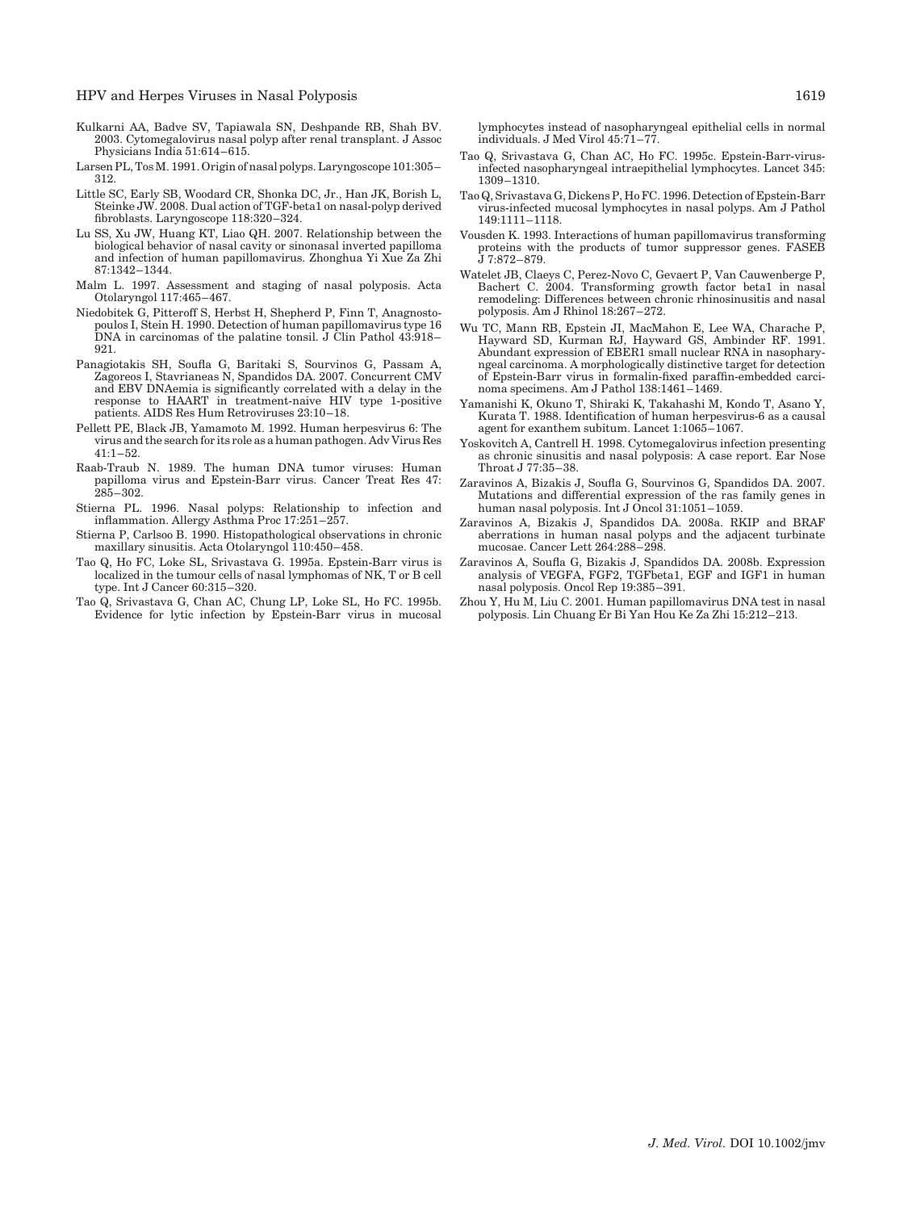Kulkarni AA, Badve SV, Tapiawala SN, Deshpande RB, Shah BV. 2003. Cytomegalovirus nasal polyp after renal transplant. J Assoc Physicians India 51:614–615.

Larsen PL, Tos M. 1991. Origin of nasal polyps. Laryngoscope 101:305–312.

Little SC, Early SB, Woodard CR, Shonka DC, Jr., Han JK, Borish L, Steinke JW. 2008. Dual action of TGF-beta1 on nasal-polyp derived fibroblasts. Laryngoscope 118:320–324.

Lu SS, Xu JW, Huang KT, Liao QH. 2007. Relationship between the biological behavior of nasal cavity or sinonasal inverted papilloma and infection of human papillomavirus. Zhonghua Yi Xue Za Zhi 87:1342–1344.

Malm L. 1997. Assessment and staging of nasal polyposis. Acta Otolaryngol 117:465–467.

Niedobitek G, Pitteroff S, Herbst H, Shepherd P, Finn T, Anagnostopoulos I, Stein H. 1990. Detection of human papillomavirus type 16 DNA in carcinomas of the palatine tonsil. J Clin Pathol 43:918–921.

Panagiotakis SH, Soufla G, Baritaki S, Sourvinos G, Passam A, Zagoreos I, Stavrianeas N, Spandidos DA. 2007. Concurrent CMV and EBV DNAemia is significantly correlated with a delay in the response to HAART in treatment-naive HIV type 1-positive patients. AIDS Res Hum Retroviruses 23:10–18.

Pellett PE, Black JB, Yamamoto M. 1992. Human herpesvirus 6: The virus and the search for its role as a human pathogen. Adv Virus Res 41:1–52.

Raab-Traub N. 1989. The human DNA tumor viruses: Human papilloma virus and Epstein-Barr virus. Cancer Treat Res 47: 285–302.

Stierna PL. 1996. Nasal polyps: Relationship to infection and inflammation. Allergy Asthma Proc 17:251–257.

Stierna P, Carlsoo B. 1990. Histopathological observations in chronic maxillary sinusitis. Acta Otolaryngol 110:450–458.

Tao Q, Ho FC, Loke SL, Srivastava G. 1995a. Epstein-Barr virus is localized in the tumour cells of nasal lymphomas of NK, T or B cell type. Int J Cancer 60:315–320.

Tao Q, Srivastava G, Chan AC, Chung LP, Loke SL, Ho FC. 1995b. Evidence for lytic infection by Epstein-Barr virus in mucosal lymphocytes instead of nasopharyngeal epithelial cells in normal individuals. J Med Virol 45:71–77.

Tao Q, Srivastava G, Chan AC, Ho FC. 1995c. Epstein-Barr-virus-infected nasopharyngeal intraepithelial lymphocytes. Lancet 345: 1309–1310.

Tao Q, Srivastava G, Dickens P, Ho FC. 1996. Detection of Epstein-Barr virus-infected mucosal lymphocytes in nasal polyps. Am J Pathol 149:1111–1118.

Vousden K. 1993. Interactions of human papillomavirus transforming proteins with the products of tumor suppressor genes. FASEB J 7:872–879.

Watelet JB, Claeys C, Perez-Novo C, Gevaert P, Van Cauwenberge P, Bachert C. 2004. Transforming growth factor beta1 in nasal remodeling: Differences between chronic rhinosinusitis and nasal polyposis. Am J Rhinol 18:267–272.

Wu TC, Mann RB, Epstein JI, MacMahon E, Lee WA, Charache P, Hayward SD, Kurman RJ, Hayward GS, Ambinder RF. 1991. Abundant expression of EBER1 small nuclear RNA in nasopharyngeal carcinoma. A morphologically distinctive target for detection of Epstein-Barr virus in formalin-fixed paraffin-embedded carcinoma specimens. Am J Pathol 138:1461–1469.

Yamanishi K, Okuno T, Shiraki K, Takahashi M, Kondo T, Asano Y, Kurata T. 1988. Identification of human herpesvirus-6 as a causal agent for exanthem subitum. Lancet 1:1065–1067.

Yoskovitch A, Cantrell H. 1998. Cytomegalovirus infection presenting as chronic sinusitis and nasal polyposis: A case report. Ear Nose Throat J 77:35–38.

Zaravinos A, Bizakis J, Soufla G, Sourvinos G, Spandidos DA. 2007. Mutations and differential expression of the ras family genes in human nasal polyposis. Int J Oncol 31:1051–1059.

Zaravinos A, Bizakis J, Spandidos DA. 2008a. RKIP and BRAF aberrations in human nasal polyps and the adjacent turbinate mucosae. Cancer Lett 264:288–298.

Zaravinos A, Soufla G, Bizakis J, Spandidos DA. 2008b. Expression analysis of VEGFA, FGF2, TGFbeta1, EGF and IGF1 in human nasal polyposis. Oncol Rep 19:385–391.

Zhou Y, Hu M, Liu C. 2001. Human papillomavirus DNA test in nasal polyposis. Lin Chuang Er Bi Yan Hou Ke Za Zhi 15:212–213.